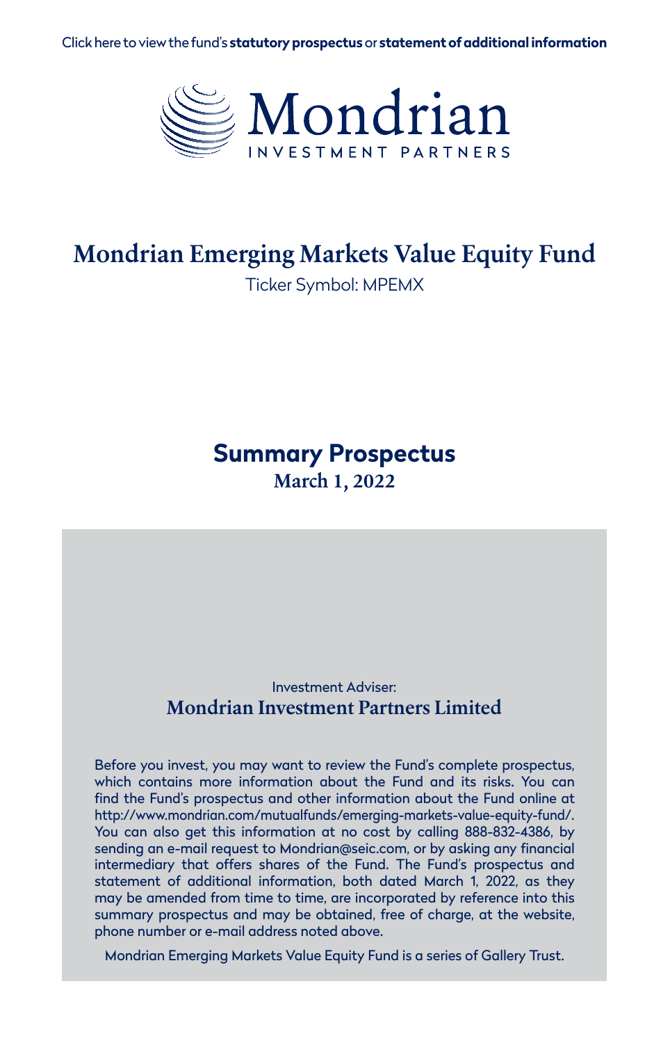Click here to view the fund's **statutory prospectus** or **statement of additional information**

Mondrian
INVESTMENT PARTNERS

# Mondrian Emerging Markets Value Equity Fund

Ticker Symbol: MPEMX

## Summary Prospectus

**March 1, 2022**

Investment Adviser:

**Mondrian Investment Partners Limited**

Before you invest, you may want to review the Fund's complete prospectus, which contains more information about the Fund and its risks. You can find the Fund's prospectus and other information about the Fund online at http://www.mondrian.com/mutualfunds/emerging-markets-value-equity-fund/. You can also get this information at no cost by calling 888-832-4386, by sending an e-mail request to Mondrian@seic.com, or by asking any financial intermediary that offers shares of the Fund. The Fund's prospectus and statement of additional information, both dated March 1, 2022, as they may be amended from time to time, are incorporated by reference into this summary prospectus and may be obtained, free of charge, at the website, phone number or e-mail address noted above.

Mondrian Emerging Markets Value Equity Fund is a series of Gallery Trust.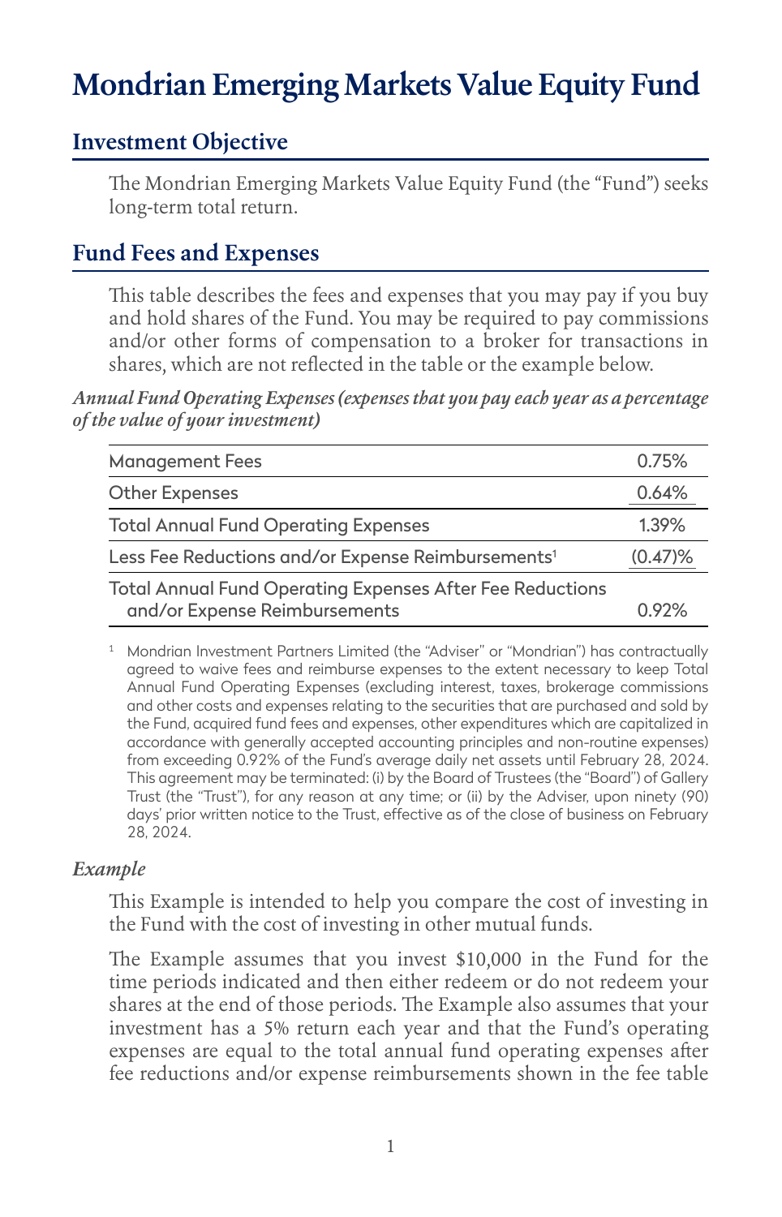# Mondrian Emerging Markets Value Equity Fund

## Investment Objective

The Mondrian Emerging Markets Value Equity Fund (the "Fund") seeks long-term total return.

## Fund Fees and Expenses

This table describes the fees and expenses that you may pay if you buy and hold shares of the Fund. You may be required to pay commissions and/or other forms of compensation to a broker for transactions in shares, which are not reflected in the table or the example below.

***Annual Fund Operating Expenses (expenses that you pay each year as a percentage of the value of your investment)***

| | |
|---|---|
| Management Fees | 0.75% |
| Other Expenses | 0.64% |
| Total Annual Fund Operating Expenses | 1.39% |
| Less Fee Reductions and/or Expense Reimbursements[1] | (0.47)% |
| Total Annual Fund Operating Expenses After Fee Reductions and/or Expense Reimbursements | 0.92% |

[1] Mondrian Investment Partners Limited (the "Adviser" or "Mondrian") has contractually agreed to waive fees and reimburse expenses to the extent necessary to keep Total Annual Fund Operating Expenses (excluding interest, taxes, brokerage commissions and other costs and expenses relating to the securities that are purchased and sold by the Fund, acquired fund fees and expenses, other expenditures which are capitalized in accordance with generally accepted accounting principles and non-routine expenses) from exceeding 0.92% of the Fund's average daily net assets until February 28, 2024. This agreement may be terminated: (i) by the Board of Trustees (the "Board") of Gallery Trust (the "Trust"), for any reason at any time; or (ii) by the Adviser, upon ninety (90) days' prior written notice to the Trust, effective as of the close of business on February 28, 2024.

*Example*

This Example is intended to help you compare the cost of investing in the Fund with the cost of investing in other mutual funds.

The Example assumes that you invest $10,000 in the Fund for the time periods indicated and then either redeem or do not redeem your shares at the end of those periods. The Example also assumes that your investment has a 5% return each year and that the Fund's operating expenses are equal to the total annual fund operating expenses after fee reductions and/or expense reimbursements shown in the fee table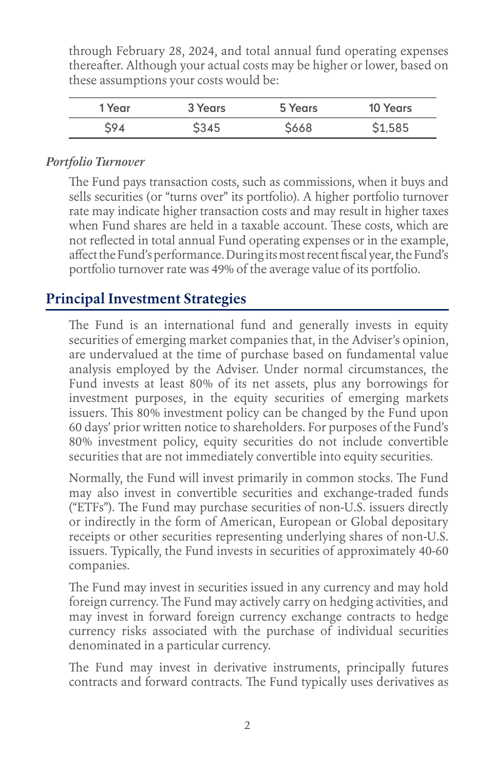through February 28, 2024, and total annual fund operating expenses thereafter. Although your actual costs may be higher or lower, based on these assumptions your costs would be:

| 1 Year | 3 Years | 5 Years | 10 Years |
|---|---|---|---|
| $94 | $345 | $668 | $1,585 |

*Portfolio Turnover*

The Fund pays transaction costs, such as commissions, when it buys and sells securities (or "turns over" its portfolio). A higher portfolio turnover rate may indicate higher transaction costs and may result in higher taxes when Fund shares are held in a taxable account. These costs, which are not reflected in total annual Fund operating expenses or in the example, affect the Fund's performance. During its most recent fiscal year, the Fund's portfolio turnover rate was 49% of the average value of its portfolio.

## Principal Investment Strategies

The Fund is an international fund and generally invests in equity securities of emerging market companies that, in the Adviser's opinion, are undervalued at the time of purchase based on fundamental value analysis employed by the Adviser. Under normal circumstances, the Fund invests at least 80% of its net assets, plus any borrowings for investment purposes, in the equity securities of emerging markets issuers. This 80% investment policy can be changed by the Fund upon 60 days' prior written notice to shareholders. For purposes of the Fund's 80% investment policy, equity securities do not include convertible securities that are not immediately convertible into equity securities.

Normally, the Fund will invest primarily in common stocks. The Fund may also invest in convertible securities and exchange-traded funds ("ETFs"). The Fund may purchase securities of non-U.S. issuers directly or indirectly in the form of American, European or Global depositary receipts or other securities representing underlying shares of non-U.S. issuers. Typically, the Fund invests in securities of approximately 40-60 companies.

The Fund may invest in securities issued in any currency and may hold foreign currency. The Fund may actively carry on hedging activities, and may invest in forward foreign currency exchange contracts to hedge currency risks associated with the purchase of individual securities denominated in a particular currency.

The Fund may invest in derivative instruments, principally futures contracts and forward contracts. The Fund typically uses derivatives as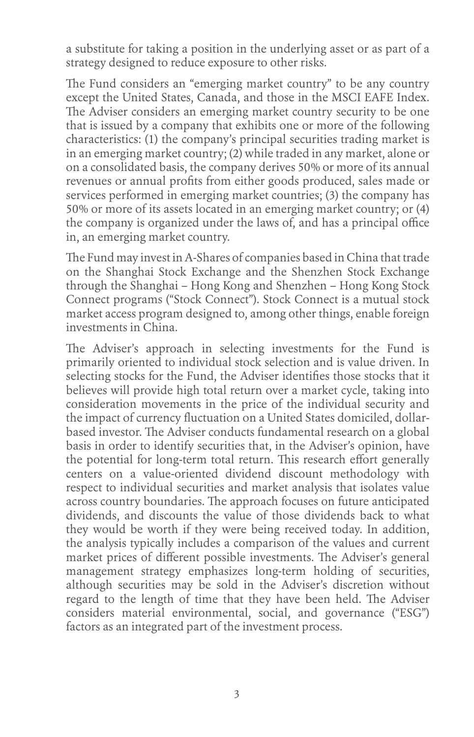a substitute for taking a position in the underlying asset or as part of a strategy designed to reduce exposure to other risks.

The Fund considers an "emerging market country" to be any country except the United States, Canada, and those in the MSCI EAFE Index. The Adviser considers an emerging market country security to be one that is issued by a company that exhibits one or more of the following characteristics: (1) the company's principal securities trading market is in an emerging market country; (2) while traded in any market, alone or on a consolidated basis, the company derives 50% or more of its annual revenues or annual profits from either goods produced, sales made or services performed in emerging market countries; (3) the company has 50% or more of its assets located in an emerging market country; or (4) the company is organized under the laws of, and has a principal office in, an emerging market country.

The Fund may invest in A-Shares of companies based in China that trade on the Shanghai Stock Exchange and the Shenzhen Stock Exchange through the Shanghai – Hong Kong and Shenzhen – Hong Kong Stock Connect programs ("Stock Connect"). Stock Connect is a mutual stock market access program designed to, among other things, enable foreign investments in China.

The Adviser's approach in selecting investments for the Fund is primarily oriented to individual stock selection and is value driven. In selecting stocks for the Fund, the Adviser identifies those stocks that it believes will provide high total return over a market cycle, taking into consideration movements in the price of the individual security and the impact of currency fluctuation on a United States domiciled, dollar-based investor. The Adviser conducts fundamental research on a global basis in order to identify securities that, in the Adviser's opinion, have the potential for long-term total return. This research effort generally centers on a value-oriented dividend discount methodology with respect to individual securities and market analysis that isolates value across country boundaries. The approach focuses on future anticipated dividends, and discounts the value of those dividends back to what they would be worth if they were being received today. In addition, the analysis typically includes a comparison of the values and current market prices of different possible investments. The Adviser's general management strategy emphasizes long-term holding of securities, although securities may be sold in the Adviser's discretion without regard to the length of time that they have been held. The Adviser considers material environmental, social, and governance ("ESG") factors as an integrated part of the investment process.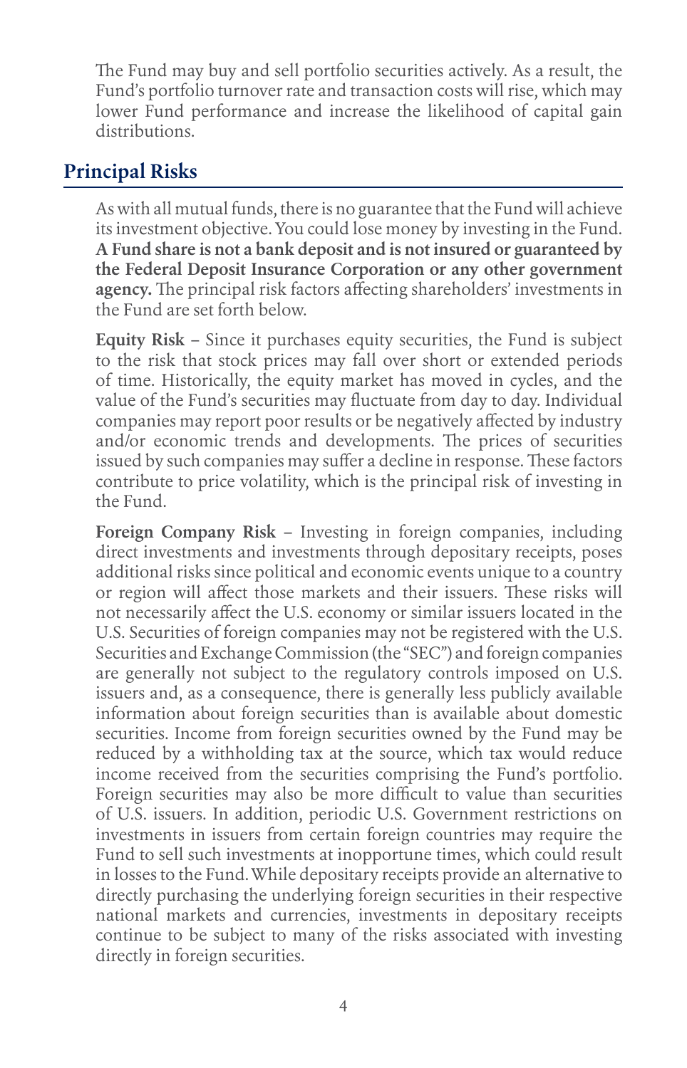The Fund may buy and sell portfolio securities actively. As a result, the Fund's portfolio turnover rate and transaction costs will rise, which may lower Fund performance and increase the likelihood of capital gain distributions.

## Principal Risks

As with all mutual funds, there is no guarantee that the Fund will achieve its investment objective. You could lose money by investing in the Fund. **A Fund share is not a bank deposit and is not insured or guaranteed by the Federal Deposit Insurance Corporation or any other government agency.** The principal risk factors affecting shareholders' investments in the Fund are set forth below.

**Equity Risk** – Since it purchases equity securities, the Fund is subject to the risk that stock prices may fall over short or extended periods of time. Historically, the equity market has moved in cycles, and the value of the Fund's securities may fluctuate from day to day. Individual companies may report poor results or be negatively affected by industry and/or economic trends and developments. The prices of securities issued by such companies may suffer a decline in response. These factors contribute to price volatility, which is the principal risk of investing in the Fund.

**Foreign Company Risk** – Investing in foreign companies, including direct investments and investments through depositary receipts, poses additional risks since political and economic events unique to a country or region will affect those markets and their issuers. These risks will not necessarily affect the U.S. economy or similar issuers located in the U.S. Securities of foreign companies may not be registered with the U.S. Securities and Exchange Commission (the "SEC") and foreign companies are generally not subject to the regulatory controls imposed on U.S. issuers and, as a consequence, there is generally less publicly available information about foreign securities than is available about domestic securities. Income from foreign securities owned by the Fund may be reduced by a withholding tax at the source, which tax would reduce income received from the securities comprising the Fund's portfolio. Foreign securities may also be more difficult to value than securities of U.S. issuers. In addition, periodic U.S. Government restrictions on investments in issuers from certain foreign countries may require the Fund to sell such investments at inopportune times, which could result in losses to the Fund. While depositary receipts provide an alternative to directly purchasing the underlying foreign securities in their respective national markets and currencies, investments in depositary receipts continue to be subject to many of the risks associated with investing directly in foreign securities.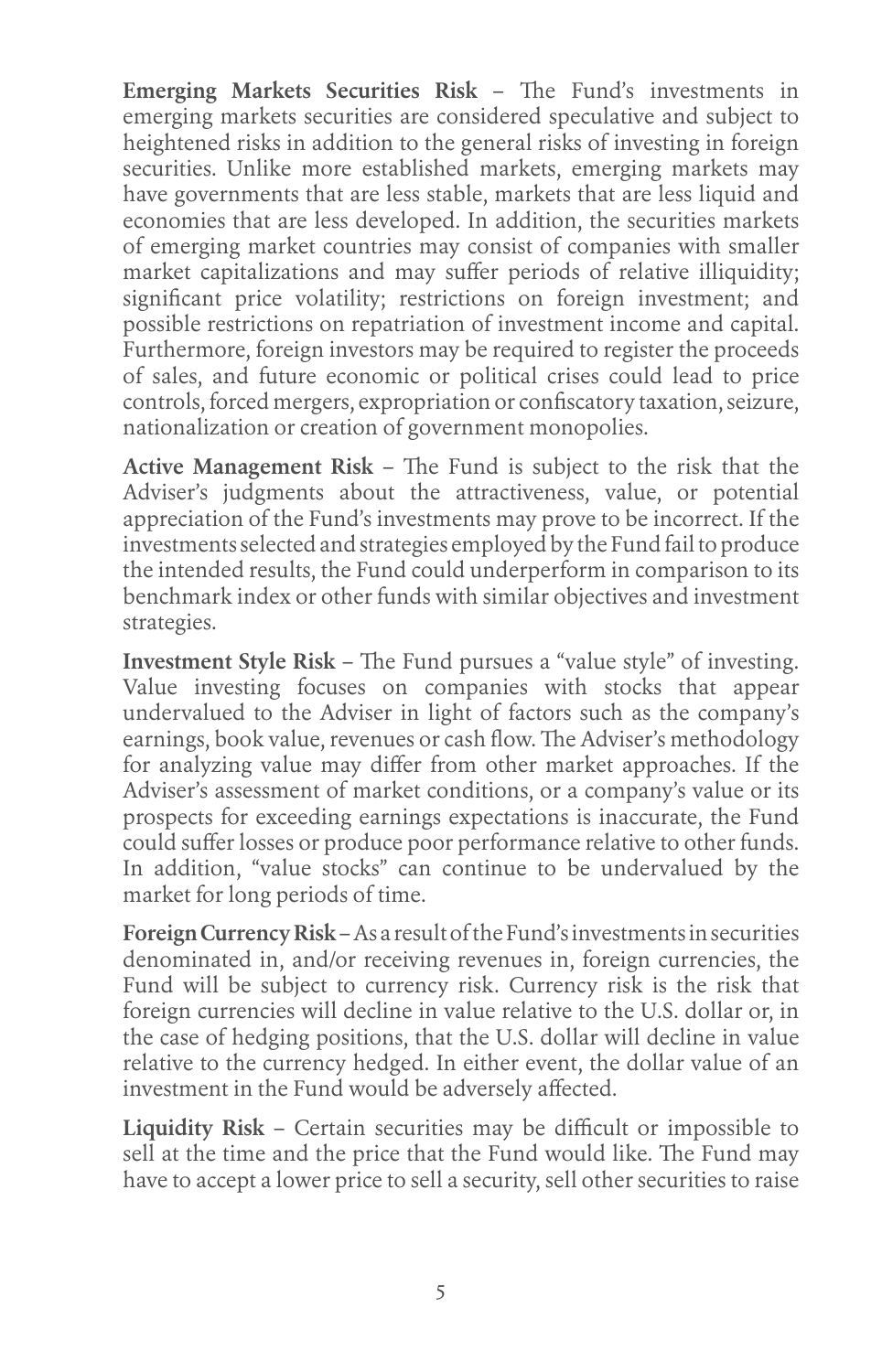**Emerging Markets Securities Risk** – The Fund's investments in emerging markets securities are considered speculative and subject to heightened risks in addition to the general risks of investing in foreign securities. Unlike more established markets, emerging markets may have governments that are less stable, markets that are less liquid and economies that are less developed. In addition, the securities markets of emerging market countries may consist of companies with smaller market capitalizations and may suffer periods of relative illiquidity; significant price volatility; restrictions on foreign investment; and possible restrictions on repatriation of investment income and capital. Furthermore, foreign investors may be required to register the proceeds of sales, and future economic or political crises could lead to price controls, forced mergers, expropriation or confiscatory taxation, seizure, nationalization or creation of government monopolies.

**Active Management Risk** – The Fund is subject to the risk that the Adviser's judgments about the attractiveness, value, or potential appreciation of the Fund's investments may prove to be incorrect. If the investments selected and strategies employed by the Fund fail to produce the intended results, the Fund could underperform in comparison to its benchmark index or other funds with similar objectives and investment strategies.

**Investment Style Risk** – The Fund pursues a "value style" of investing. Value investing focuses on companies with stocks that appear undervalued to the Adviser in light of factors such as the company's earnings, book value, revenues or cash flow. The Adviser's methodology for analyzing value may differ from other market approaches. If the Adviser's assessment of market conditions, or a company's value or its prospects for exceeding earnings expectations is inaccurate, the Fund could suffer losses or produce poor performance relative to other funds. In addition, "value stocks" can continue to be undervalued by the market for long periods of time.

**Foreign Currency Risk** – As a result of the Fund's investments in securities denominated in, and/or receiving revenues in, foreign currencies, the Fund will be subject to currency risk. Currency risk is the risk that foreign currencies will decline in value relative to the U.S. dollar or, in the case of hedging positions, that the U.S. dollar will decline in value relative to the currency hedged. In either event, the dollar value of an investment in the Fund would be adversely affected.

**Liquidity Risk** – Certain securities may be difficult or impossible to sell at the time and the price that the Fund would like. The Fund may have to accept a lower price to sell a security, sell other securities to raise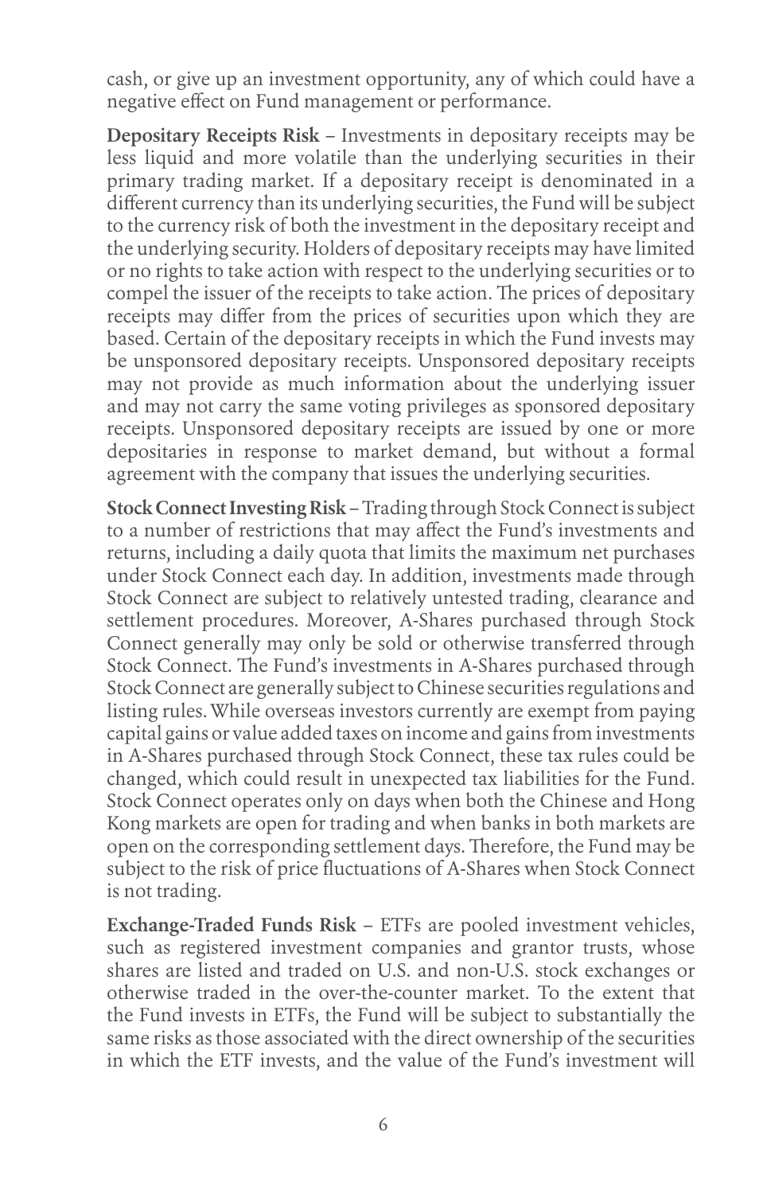cash, or give up an investment opportunity, any of which could have a negative effect on Fund management or performance.

**Depositary Receipts Risk** – Investments in depositary receipts may be less liquid and more volatile than the underlying securities in their primary trading market. If a depositary receipt is denominated in a different currency than its underlying securities, the Fund will be subject to the currency risk of both the investment in the depositary receipt and the underlying security. Holders of depositary receipts may have limited or no rights to take action with respect to the underlying securities or to compel the issuer of the receipts to take action. The prices of depositary receipts may differ from the prices of securities upon which they are based. Certain of the depositary receipts in which the Fund invests may be unsponsored depositary receipts. Unsponsored depositary receipts may not provide as much information about the underlying issuer and may not carry the same voting privileges as sponsored depositary receipts. Unsponsored depositary receipts are issued by one or more depositaries in response to market demand, but without a formal agreement with the company that issues the underlying securities.

**Stock Connect Investing Risk** – Trading through Stock Connect is subject to a number of restrictions that may affect the Fund's investments and returns, including a daily quota that limits the maximum net purchases under Stock Connect each day. In addition, investments made through Stock Connect are subject to relatively untested trading, clearance and settlement procedures. Moreover, A-Shares purchased through Stock Connect generally may only be sold or otherwise transferred through Stock Connect. The Fund's investments in A-Shares purchased through Stock Connect are generally subject to Chinese securities regulations and listing rules. While overseas investors currently are exempt from paying capital gains or value added taxes on income and gains from investments in A-Shares purchased through Stock Connect, these tax rules could be changed, which could result in unexpected tax liabilities for the Fund. Stock Connect operates only on days when both the Chinese and Hong Kong markets are open for trading and when banks in both markets are open on the corresponding settlement days. Therefore, the Fund may be subject to the risk of price fluctuations of A-Shares when Stock Connect is not trading.

**Exchange-Traded Funds Risk** – ETFs are pooled investment vehicles, such as registered investment companies and grantor trusts, whose shares are listed and traded on U.S. and non-U.S. stock exchanges or otherwise traded in the over-the-counter market. To the extent that the Fund invests in ETFs, the Fund will be subject to substantially the same risks as those associated with the direct ownership of the securities in which the ETF invests, and the value of the Fund's investment will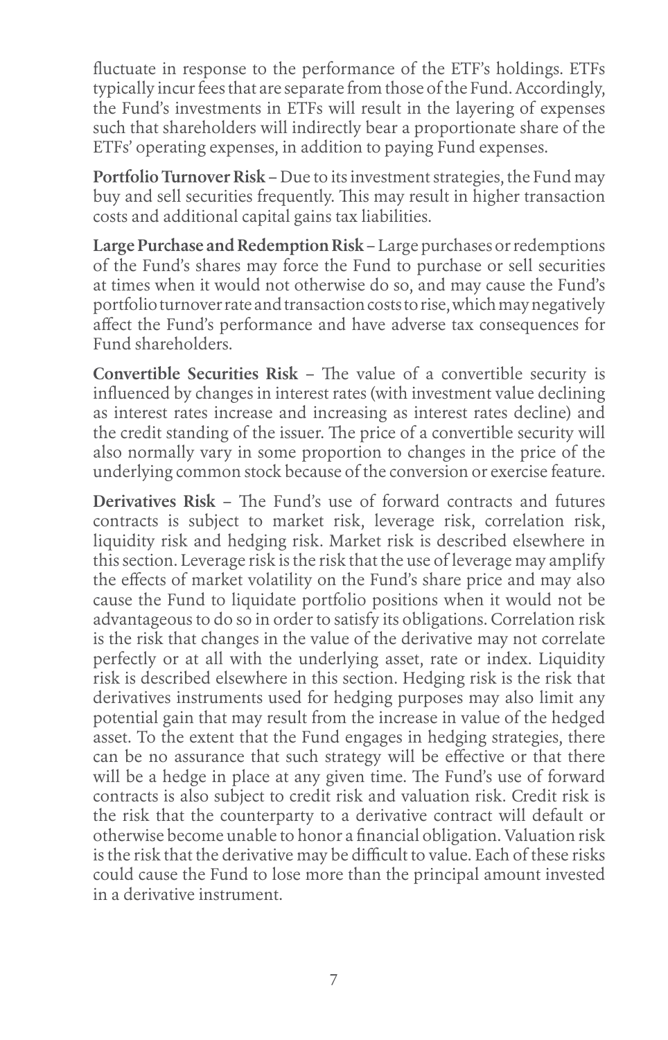fluctuate in response to the performance of the ETF's holdings. ETFs typically incur fees that are separate from those of the Fund. Accordingly, the Fund's investments in ETFs will result in the layering of expenses such that shareholders will indirectly bear a proportionate share of the ETFs' operating expenses, in addition to paying Fund expenses.

**Portfolio Turnover Risk** – Due to its investment strategies, the Fund may buy and sell securities frequently. This may result in higher transaction costs and additional capital gains tax liabilities.

**Large Purchase and Redemption Risk** – Large purchases or redemptions of the Fund's shares may force the Fund to purchase or sell securities at times when it would not otherwise do so, and may cause the Fund's portfolio turnover rate and transaction costs to rise, which may negatively affect the Fund's performance and have adverse tax consequences for Fund shareholders.

**Convertible Securities Risk** – The value of a convertible security is influenced by changes in interest rates (with investment value declining as interest rates increase and increasing as interest rates decline) and the credit standing of the issuer. The price of a convertible security will also normally vary in some proportion to changes in the price of the underlying common stock because of the conversion or exercise feature.

**Derivatives Risk** – The Fund's use of forward contracts and futures contracts is subject to market risk, leverage risk, correlation risk, liquidity risk and hedging risk. Market risk is described elsewhere in this section. Leverage risk is the risk that the use of leverage may amplify the effects of market volatility on the Fund's share price and may also cause the Fund to liquidate portfolio positions when it would not be advantageous to do so in order to satisfy its obligations. Correlation risk is the risk that changes in the value of the derivative may not correlate perfectly or at all with the underlying asset, rate or index. Liquidity risk is described elsewhere in this section. Hedging risk is the risk that derivatives instruments used for hedging purposes may also limit any potential gain that may result from the increase in value of the hedged asset. To the extent that the Fund engages in hedging strategies, there can be no assurance that such strategy will be effective or that there will be a hedge in place at any given time. The Fund's use of forward contracts is also subject to credit risk and valuation risk. Credit risk is the risk that the counterparty to a derivative contract will default or otherwise become unable to honor a financial obligation. Valuation risk is the risk that the derivative may be difficult to value. Each of these risks could cause the Fund to lose more than the principal amount invested in a derivative instrument.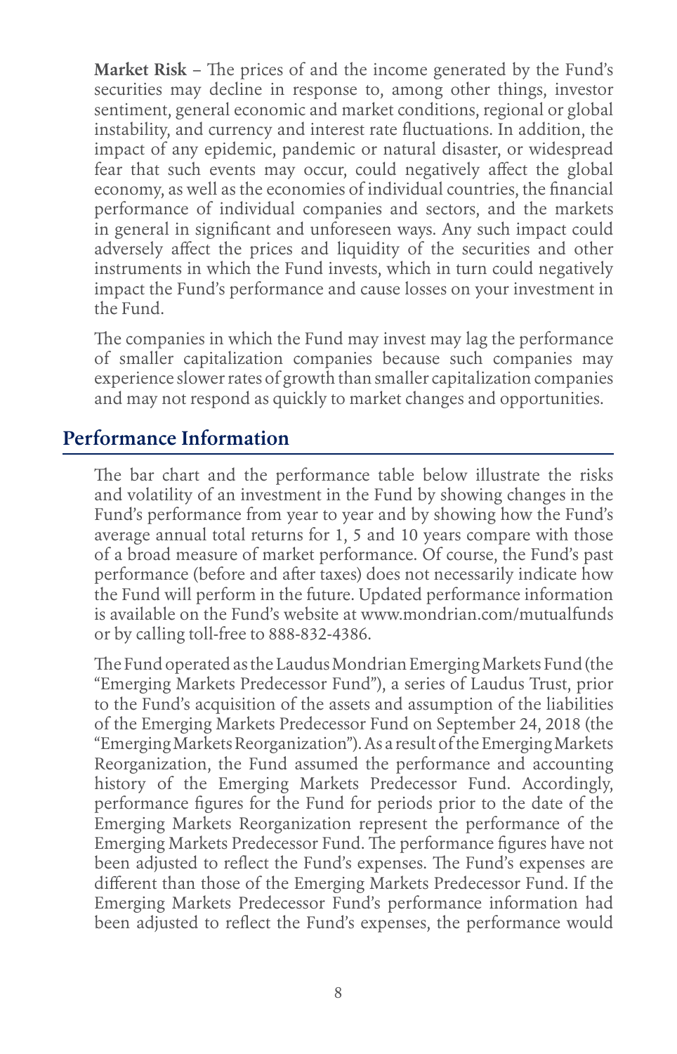**Market Risk** – The prices of and the income generated by the Fund's securities may decline in response to, among other things, investor sentiment, general economic and market conditions, regional or global instability, and currency and interest rate fluctuations. In addition, the impact of any epidemic, pandemic or natural disaster, or widespread fear that such events may occur, could negatively affect the global economy, as well as the economies of individual countries, the financial performance of individual companies and sectors, and the markets in general in significant and unforeseen ways. Any such impact could adversely affect the prices and liquidity of the securities and other instruments in which the Fund invests, which in turn could negatively impact the Fund's performance and cause losses on your investment in the Fund.

The companies in which the Fund may invest may lag the performance of smaller capitalization companies because such companies may experience slower rates of growth than smaller capitalization companies and may not respond as quickly to market changes and opportunities.

## Performance Information

The bar chart and the performance table below illustrate the risks and volatility of an investment in the Fund by showing changes in the Fund's performance from year to year and by showing how the Fund's average annual total returns for 1, 5 and 10 years compare with those of a broad measure of market performance. Of course, the Fund's past performance (before and after taxes) does not necessarily indicate how the Fund will perform in the future. Updated performance information is available on the Fund's website at www.mondrian.com/mutualfunds or by calling toll-free to 888-832-4386.

The Fund operated as the Laudus Mondrian Emerging Markets Fund (the "Emerging Markets Predecessor Fund"), a series of Laudus Trust, prior to the Fund's acquisition of the assets and assumption of the liabilities of the Emerging Markets Predecessor Fund on September 24, 2018 (the "Emerging Markets Reorganization"). As a result of the Emerging Markets Reorganization, the Fund assumed the performance and accounting history of the Emerging Markets Predecessor Fund. Accordingly, performance figures for the Fund for periods prior to the date of the Emerging Markets Reorganization represent the performance of the Emerging Markets Predecessor Fund. The performance figures have not been adjusted to reflect the Fund's expenses. The Fund's expenses are different than those of the Emerging Markets Predecessor Fund. If the Emerging Markets Predecessor Fund's performance information had been adjusted to reflect the Fund's expenses, the performance would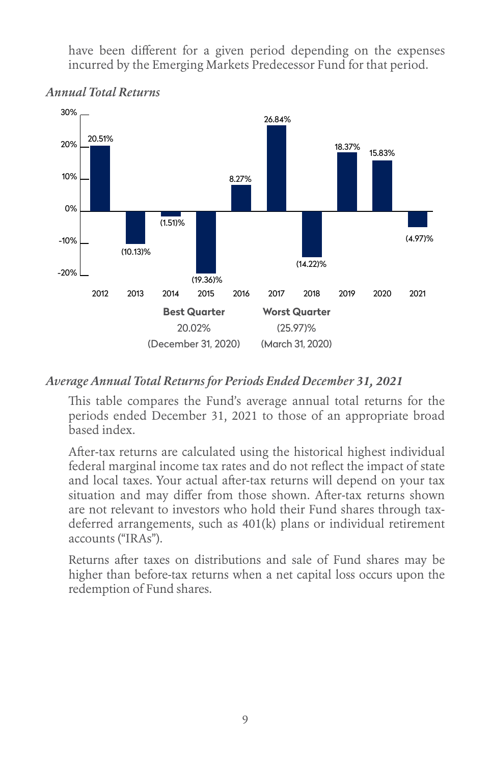have been different for a given period depending on the expenses incurred by the Emerging Markets Predecessor Fund for that period.

*Annual Total Returns*

| Year | Return |
| --- | --- |
| 2012 | 20.51% |
| 2013 | (10.13)% |
| 2014 | (1.51)% |
| 2015 | (19.36)% |
| 2016 | 8.27% |
| 2017 | 26.84% |
| 2018 | (14.22)% |
| 2019 | 18.37% |
| 2020 | 15.83% |
| 2021 | (4.97)% |

| Best Quarter | Worst Quarter |
| --- | --- |
| 20.02% | (25.97)% |
| (December 31, 2020) | (March 31, 2020) |

*Average Annual Total Returns for Periods Ended December 31, 2021*

This table compares the Fund's average annual total returns for the periods ended December 31, 2021 to those of an appropriate broad based index.

After-tax returns are calculated using the historical highest individual federal marginal income tax rates and do not reflect the impact of state and local taxes. Your actual after-tax returns will depend on your tax situation and may differ from those shown. After-tax returns shown are not relevant to investors who hold their Fund shares through tax-deferred arrangements, such as 401(k) plans or individual retirement accounts ("IRAs").

Returns after taxes on distributions and sale of Fund shares may be higher than before-tax returns when a net capital loss occurs upon the redemption of Fund shares.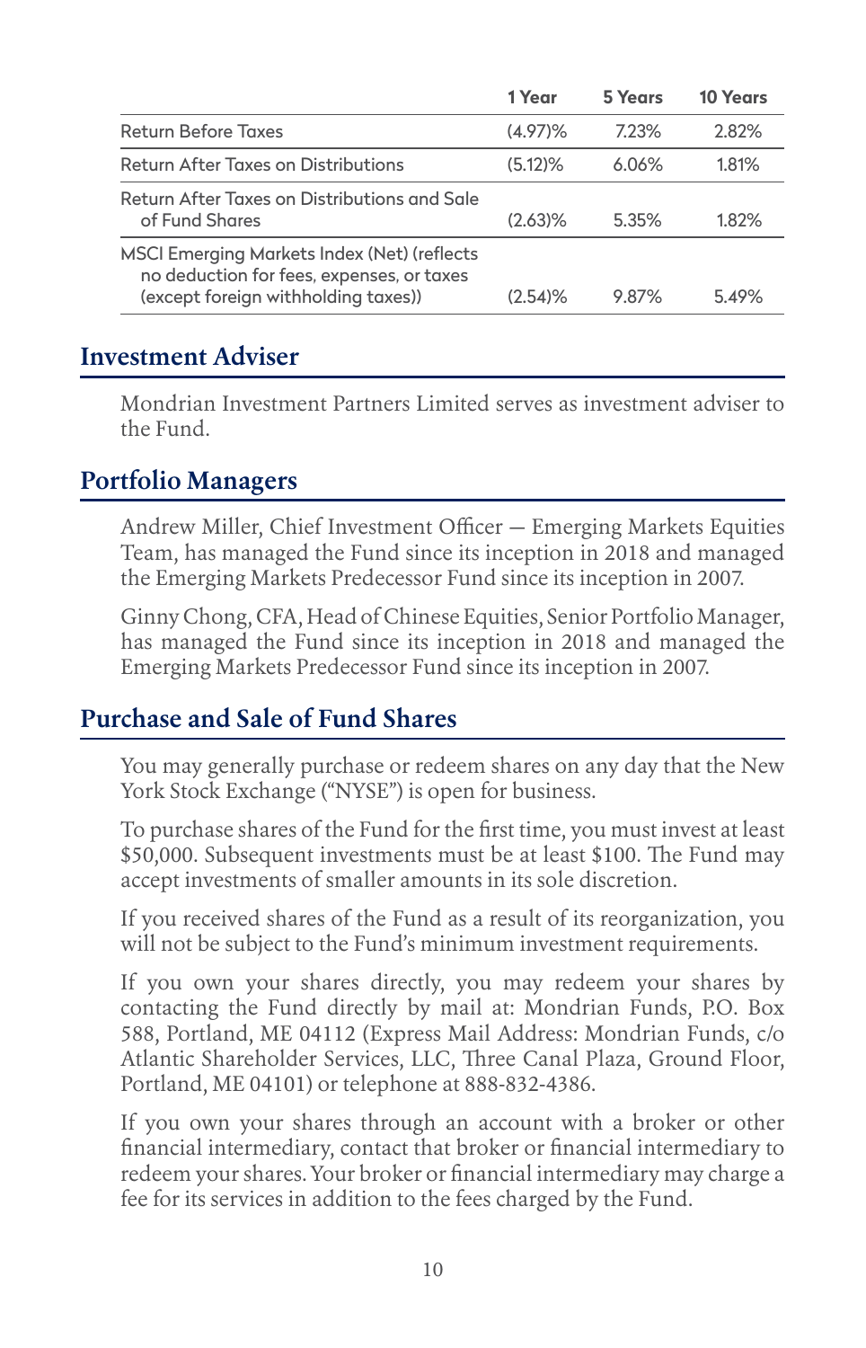| | 1 Year | 5 Years | 10 Years |
|---|---|---|---|
| Return Before Taxes | (4.97)% | 7.23% | 2.82% |
| Return After Taxes on Distributions | (5.12)% | 6.06% | 1.81% |
| Return After Taxes on Distributions and Sale of Fund Shares | (2.63)% | 5.35% | 1.82% |
| MSCI Emerging Markets Index (Net) (reflects no deduction for fees, expenses, or taxes (except foreign withholding taxes)) | (2.54)% | 9.87% | 5.49% |

## Investment Adviser

Mondrian Investment Partners Limited serves as investment adviser to the Fund.

## Portfolio Managers

Andrew Miller, Chief Investment Officer — Emerging Markets Equities Team, has managed the Fund since its inception in 2018 and managed the Emerging Markets Predecessor Fund since its inception in 2007.

Ginny Chong, CFA, Head of Chinese Equities, Senior Portfolio Manager, has managed the Fund since its inception in 2018 and managed the Emerging Markets Predecessor Fund since its inception in 2007.

## Purchase and Sale of Fund Shares

You may generally purchase or redeem shares on any day that the New York Stock Exchange ("NYSE") is open for business.

To purchase shares of the Fund for the first time, you must invest at least $50,000. Subsequent investments must be at least $100. The Fund may accept investments of smaller amounts in its sole discretion.

If you received shares of the Fund as a result of its reorganization, you will not be subject to the Fund's minimum investment requirements.

If you own your shares directly, you may redeem your shares by contacting the Fund directly by mail at: Mondrian Funds, P.O. Box 588, Portland, ME 04112 (Express Mail Address: Mondrian Funds, c/o Atlantic Shareholder Services, LLC, Three Canal Plaza, Ground Floor, Portland, ME 04101) or telephone at 888-832-4386.

If you own your shares through an account with a broker or other financial intermediary, contact that broker or financial intermediary to redeem your shares. Your broker or financial intermediary may charge a fee for its services in addition to the fees charged by the Fund.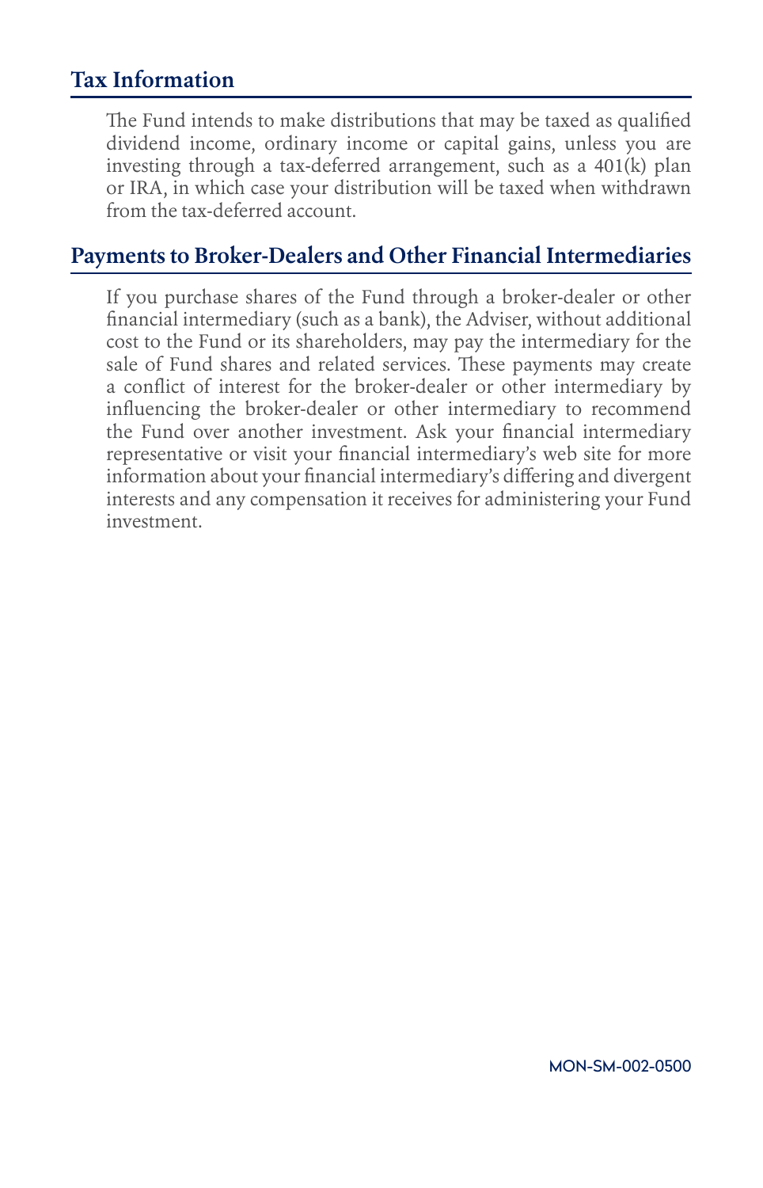## Tax Information

The Fund intends to make distributions that may be taxed as qualified dividend income, ordinary income or capital gains, unless you are investing through a tax-deferred arrangement, such as a 401(k) plan or IRA, in which case your distribution will be taxed when withdrawn from the tax-deferred account.

## Payments to Broker-Dealers and Other Financial Intermediaries

If you purchase shares of the Fund through a broker-dealer or other financial intermediary (such as a bank), the Adviser, without additional cost to the Fund or its shareholders, may pay the intermediary for the sale of Fund shares and related services. These payments may create a conflict of interest for the broker-dealer or other intermediary by influencing the broker-dealer or other intermediary to recommend the Fund over another investment. Ask your financial intermediary representative or visit your financial intermediary's web site for more information about your financial intermediary's differing and divergent interests and any compensation it receives for administering your Fund investment.

MON-SM-002-0500